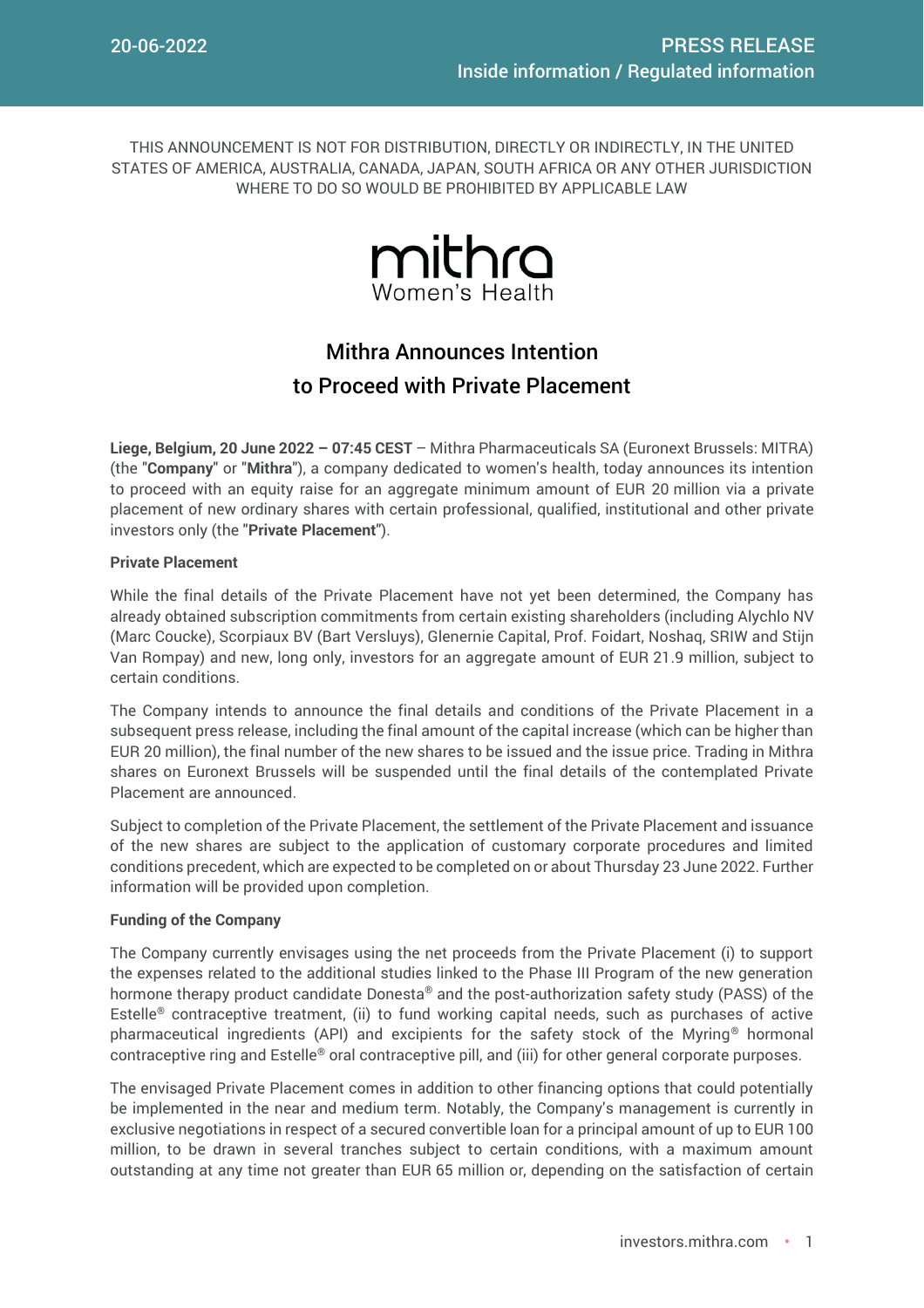20-06-2022

PRESS RELEASE
Inside information / Regulated information

THIS ANNOUNCEMENT IS NOT FOR DISTRIBUTION, DIRECTLY OR INDIRECTLY, IN THE UNITED STATES OF AMERICA, AUSTRALIA, CANADA, JAPAN, SOUTH AFRICA OR ANY OTHER JURISDICTION WHERE TO DO SO WOULD BE PROHIBITED BY APPLICABLE LAW

mithra
Women's Health

# Mithra Announces Intention to Proceed with Private Placement

**Liege, Belgium, 20 June 2022 – 07:45 CEST** – Mithra Pharmaceuticals SA (Euronext Brussels: MITRA) (the "**Company**" or "**Mithra**"), a company dedicated to women's health, today announces its intention to proceed with an equity raise for an aggregate minimum amount of EUR 20 million via a private placement of new ordinary shares with certain professional, qualified, institutional and other private investors only (the "**Private Placement**").

**Private Placement**

While the final details of the Private Placement have not yet been determined, the Company has already obtained subscription commitments from certain existing shareholders (including Alychlo NV (Marc Coucke), Scorpiaux BV (Bart Versluys), Glenernie Capital, Prof. Foidart, Noshaq, SRIW and Stijn Van Rompay) and new, long only, investors for an aggregate amount of EUR 21.9 million, subject to certain conditions.

The Company intends to announce the final details and conditions of the Private Placement in a subsequent press release, including the final amount of the capital increase (which can be higher than EUR 20 million), the final number of the new shares to be issued and the issue price. Trading in Mithra shares on Euronext Brussels will be suspended until the final details of the contemplated Private Placement are announced.

Subject to completion of the Private Placement, the settlement of the Private Placement and issuance of the new shares are subject to the application of customary corporate procedures and limited conditions precedent, which are expected to be completed on or about Thursday 23 June 2022. Further information will be provided upon completion.

**Funding of the Company**

The Company currently envisages using the net proceeds from the Private Placement (i) to support the expenses related to the additional studies linked to the Phase III Program of the new generation hormone therapy product candidate Donesta® and the post-authorization safety study (PASS) of the Estelle® contraceptive treatment, (ii) to fund working capital needs, such as purchases of active pharmaceutical ingredients (API) and excipients for the safety stock of the Myring® hormonal contraceptive ring and Estelle® oral contraceptive pill, and (iii) for other general corporate purposes.

The envisaged Private Placement comes in addition to other financing options that could potentially be implemented in the near and medium term. Notably, the Company's management is currently in exclusive negotiations in respect of a secured convertible loan for a principal amount of up to EUR 100 million, to be drawn in several tranches subject to certain conditions, with a maximum amount outstanding at any time not greater than EUR 65 million or, depending on the satisfaction of certain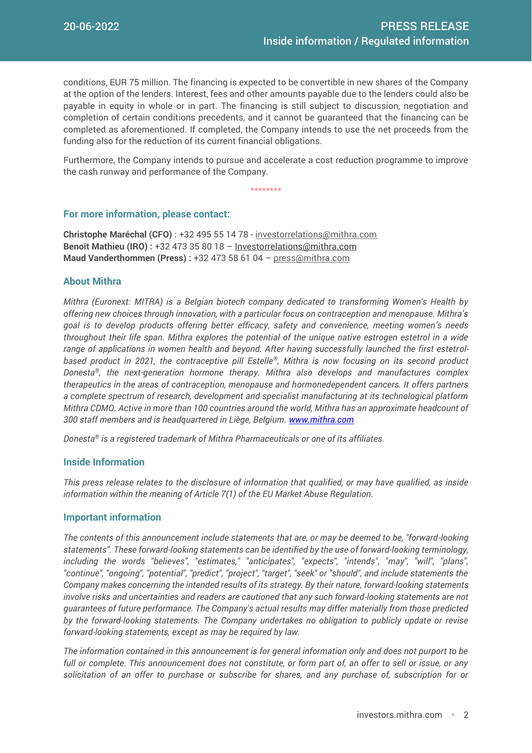conditions, EUR 75 million. The financing is expected to be convertible in new shares of the Company at the option of the lenders. Interest, fees and other amounts payable due to the lenders could also be payable in equity in whole or in part. The financing is still subject to discussion, negotiation and completion of certain conditions precedents, and it cannot be guaranteed that the financing can be completed as aforementioned. If completed, the Company intends to use the net proceeds from the funding also for the reduction of its current financial obligations.

Furthermore, the Company intends to pursue and accelerate a cost reduction programme to improve the cash runway and performance of the Company.

********

## For more information, please contact:

**Christophe Maréchal (CFO)** : +32 495 55 14 78 - investorrelations@mithra.com
**Benoît Mathieu (IRO) :** +32 473 35 80 18 – Investorrelations@mithra.com
**Maud Vanderthommen (Press) :** +32 473 58 61 04 – press@mithra.com

## About Mithra

*Mithra (Euronext: MITRA) is a Belgian biotech company dedicated to transforming Women's Health by offering new choices through innovation, with a particular focus on contraception and menopause. Mithra's goal is to develop products offering better efficacy, safety and convenience, meeting women's needs throughout their life span. Mithra explores the potential of the unique native estrogen estetrol in a wide range of applications in women health and beyond. After having successfully launched the first estetrol-based product in 2021, the contraceptive pill Estelle®, Mithra is now focusing on its second product Donesta®, the next-generation hormone therapy. Mithra also develops and manufactures complex therapeutics in the areas of contraception, menopause and hormonedependent cancers. It offers partners a complete spectrum of research, development and specialist manufacturing at its technological platform Mithra CDMO. Active in more than 100 countries around the world, Mithra has an approximate headcount of 300 staff members and is headquartered in Liège, Belgium. www.mithra.com*

*Donesta® is a registered trademark of Mithra Pharmaceuticals or one of its affiliates.*

## Inside Information

*This press release relates to the disclosure of information that qualified, or may have qualified, as inside information within the meaning of Article 7(1) of the EU Market Abuse Regulation.*

## Important information

*The contents of this announcement include statements that are, or may be deemed to be, "forward-looking statements". These forward-looking statements can be identified by the use of forward-looking terminology, including the words "believes", "estimates," "anticipates", "expects", "intends", "may", "will", "plans", "continue", "ongoing", "potential", "predict", "project", "target", "seek" or "should", and include statements the Company makes concerning the intended results of its strategy. By their nature, forward-looking statements involve risks and uncertainties and readers are cautioned that any such forward-looking statements are not guarantees of future performance. The Company's actual results may differ materially from those predicted by the forward-looking statements. The Company undertakes no obligation to publicly update or revise forward-looking statements, except as may be required by law.*

*The information contained in this announcement is for general information only and does not purport to be full or complete. This announcement does not constitute, or form part of, an offer to sell or issue, or any solicitation of an offer to purchase or subscribe for shares, and any purchase of, subscription for or*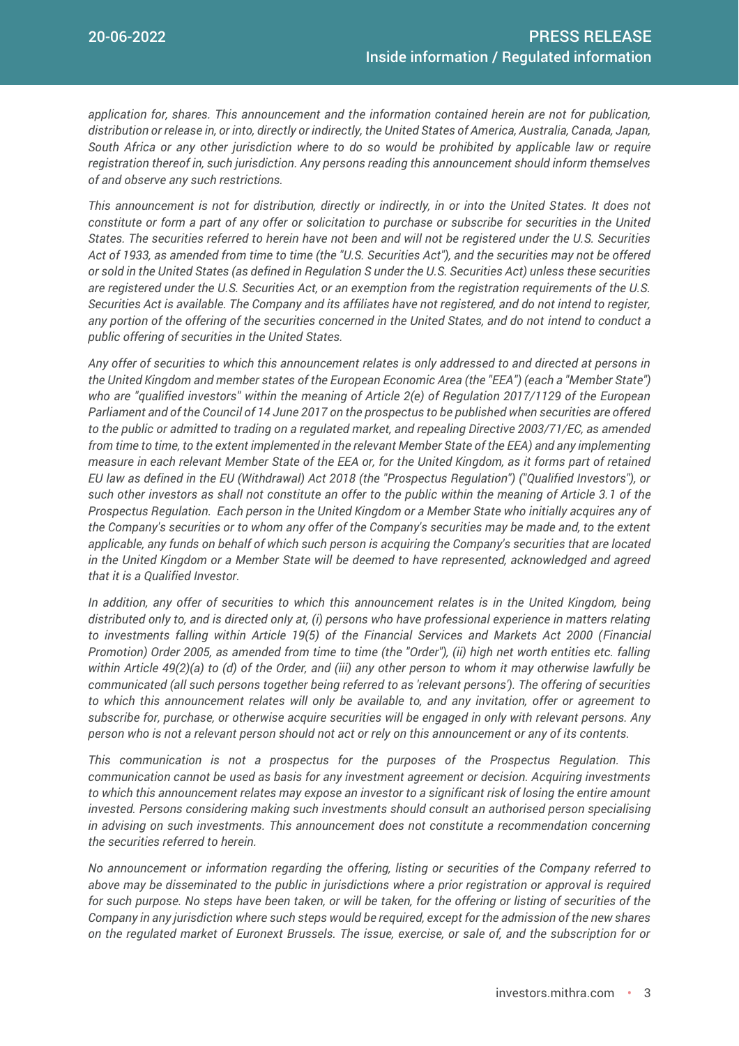*application for, shares. This announcement and the information contained herein are not for publication, distribution or release in, or into, directly or indirectly, the United States of America, Australia, Canada, Japan, South Africa or any other jurisdiction where to do so would be prohibited by applicable law or require registration thereof in, such jurisdiction. Any persons reading this announcement should inform themselves of and observe any such restrictions.*

*This announcement is not for distribution, directly or indirectly, in or into the United States. It does not constitute or form a part of any offer or solicitation to purchase or subscribe for securities in the United States. The securities referred to herein have not been and will not be registered under the U.S. Securities Act of 1933, as amended from time to time (the "U.S. Securities Act"), and the securities may not be offered or sold in the United States (as defined in Regulation S under the U.S. Securities Act) unless these securities are registered under the U.S. Securities Act, or an exemption from the registration requirements of the U.S. Securities Act is available. The Company and its affiliates have not registered, and do not intend to register, any portion of the offering of the securities concerned in the United States, and do not intend to conduct a public offering of securities in the United States.*

*Any offer of securities to which this announcement relates is only addressed to and directed at persons in the United Kingdom and member states of the European Economic Area (the "EEA") (each a "Member State") who are "qualified investors" within the meaning of Article 2(e) of Regulation 2017/1129 of the European Parliament and of the Council of 14 June 2017 on the prospectus to be published when securities are offered to the public or admitted to trading on a regulated market, and repealing Directive 2003/71/EC, as amended from time to time, to the extent implemented in the relevant Member State of the EEA) and any implementing measure in each relevant Member State of the EEA or, for the United Kingdom, as it forms part of retained EU law as defined in the EU (Withdrawal) Act 2018 (the "Prospectus Regulation") ("Qualified Investors"), or such other investors as shall not constitute an offer to the public within the meaning of Article 3.1 of the Prospectus Regulation. Each person in the United Kingdom or a Member State who initially acquires any of the Company's securities or to whom any offer of the Company's securities may be made and, to the extent applicable, any funds on behalf of which such person is acquiring the Company's securities that are located in the United Kingdom or a Member State will be deemed to have represented, acknowledged and agreed that it is a Qualified Investor.*

*In addition, any offer of securities to which this announcement relates is in the United Kingdom, being distributed only to, and is directed only at, (i) persons who have professional experience in matters relating to investments falling within Article 19(5) of the Financial Services and Markets Act 2000 (Financial Promotion) Order 2005, as amended from time to time (the "Order"), (ii) high net worth entities etc. falling within Article 49(2)(a) to (d) of the Order, and (iii) any other person to whom it may otherwise lawfully be communicated (all such persons together being referred to as 'relevant persons'). The offering of securities to which this announcement relates will only be available to, and any invitation, offer or agreement to subscribe for, purchase, or otherwise acquire securities will be engaged in only with relevant persons. Any person who is not a relevant person should not act or rely on this announcement or any of its contents.*

*This communication is not a prospectus for the purposes of the Prospectus Regulation. This communication cannot be used as basis for any investment agreement or decision. Acquiring investments to which this announcement relates may expose an investor to a significant risk of losing the entire amount invested. Persons considering making such investments should consult an authorised person specialising in advising on such investments. This announcement does not constitute a recommendation concerning the securities referred to herein.*

*No announcement or information regarding the offering, listing or securities of the Company referred to above may be disseminated to the public in jurisdictions where a prior registration or approval is required for such purpose. No steps have been taken, or will be taken, for the offering or listing of securities of the Company in any jurisdiction where such steps would be required, except for the admission of the new shares on the regulated market of Euronext Brussels. The issue, exercise, or sale of, and the subscription for or*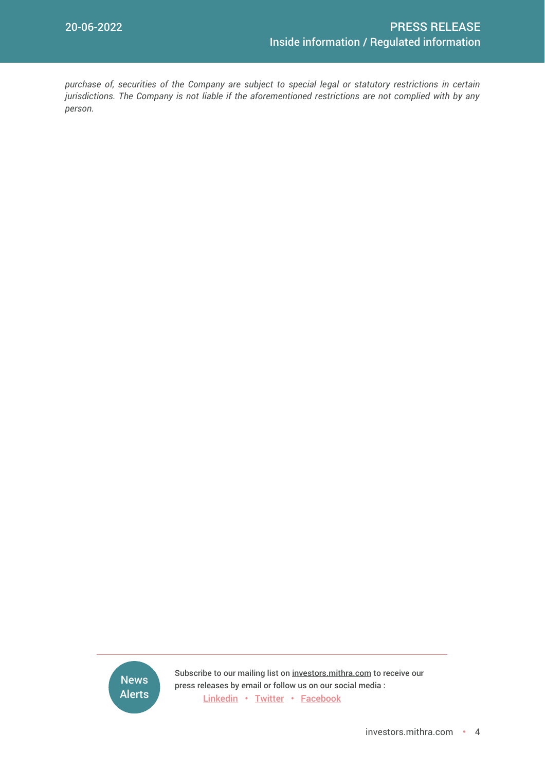*purchase of, securities of the Company are subject to special legal or statutory restrictions in certain jurisdictions. The Company is not liable if the aforementioned restrictions are not complied with by any person.*

News Alerts

Subscribe to our mailing list on investors.mithra.com to receive our press releases by email or follow us on our social media :

Linkedin • Twitter • Facebook